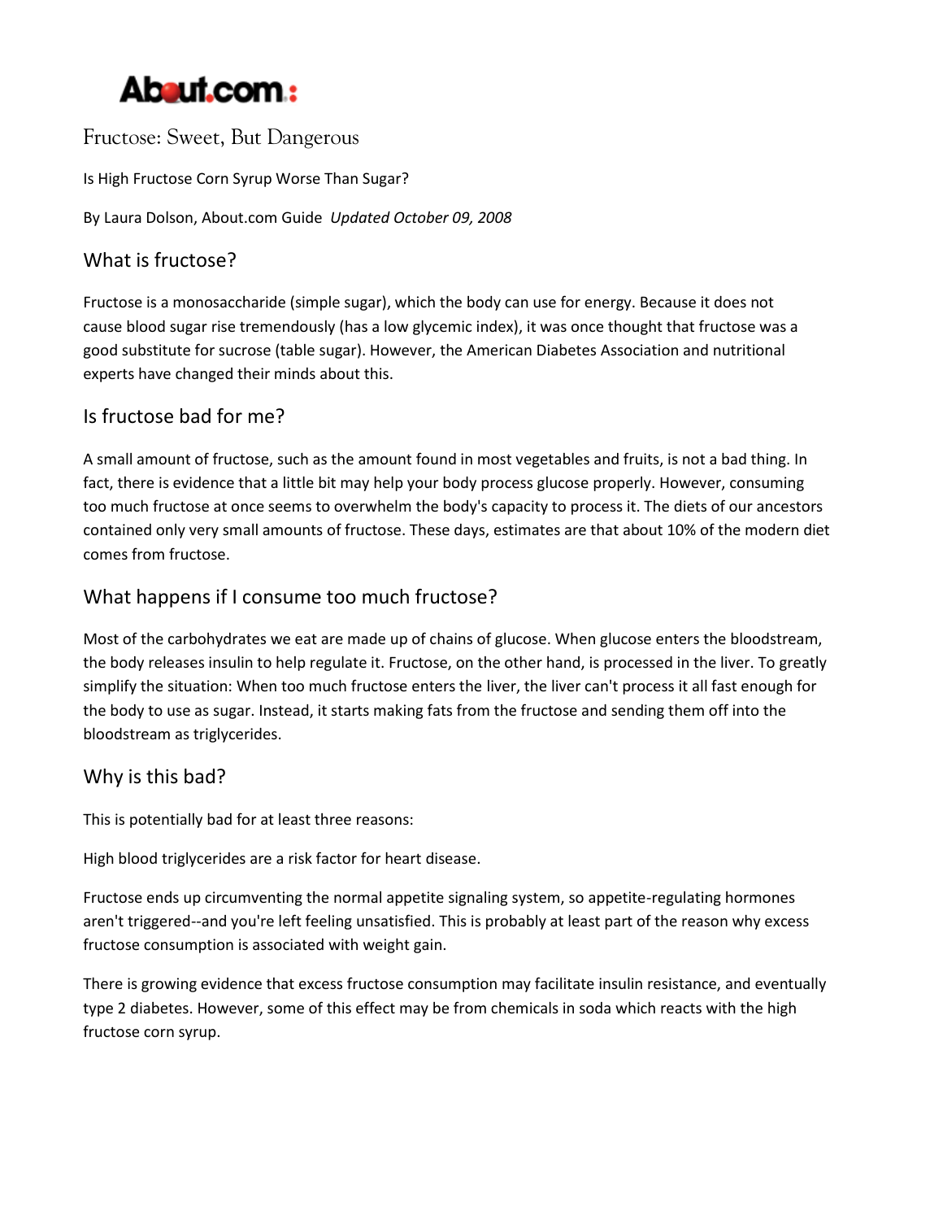About.com

# Fructose: Sweet, But Dangerous

Is High Fructose Corn Syrup Worse Than Sugar?

By Laura Dolson, About.com Guide *Updated October 09, 2008*

## What is fructose?

Fructose is a monosaccharide (simple sugar), which the body can use for energy. Because it does not cause blood sugar rise tremendously (has a low glycemic index), it was once thought that fructose was a good substitute for sucrose (table sugar). However, the American Diabetes Association and nutritional experts have changed their minds about this.

## Is fructose bad for me?

A small amount of fructose, such as the amount found in most vegetables and fruits, is not a bad thing. In fact, there is evidence that a little bit may help your body process glucose properly. However, consuming too much fructose at once seems to overwhelm the body's capacity to process it. The diets of our ancestors contained only very small amounts of fructose. These days, estimates are that about 10% of the modern diet comes from fructose.

## What happens if I consume too much fructose?

Most of the carbohydrates we eat are made up of chains of glucose. When glucose enters the bloodstream, the body releases insulin to help regulate it. Fructose, on the other hand, is processed in the liver. To greatly simplify the situation: When too much fructose enters the liver, the liver can't process it all fast enough for the body to use as sugar. Instead, it starts making fats from the fructose and sending them off into the bloodstream as triglycerides.

## Why is this bad?

This is potentially bad for at least three reasons:

High blood triglycerides are a risk factor for heart disease.

Fructose ends up circumventing the normal appetite signaling system, so appetite-regulating hormones aren't triggered--and you're left feeling unsatisfied. This is probably at least part of the reason why excess fructose consumption is associated with weight gain.

There is growing evidence that excess fructose consumption may facilitate insulin resistance, and eventually type 2 diabetes. However, some of this effect may be from chemicals in soda which reacts with the high fructose corn syrup.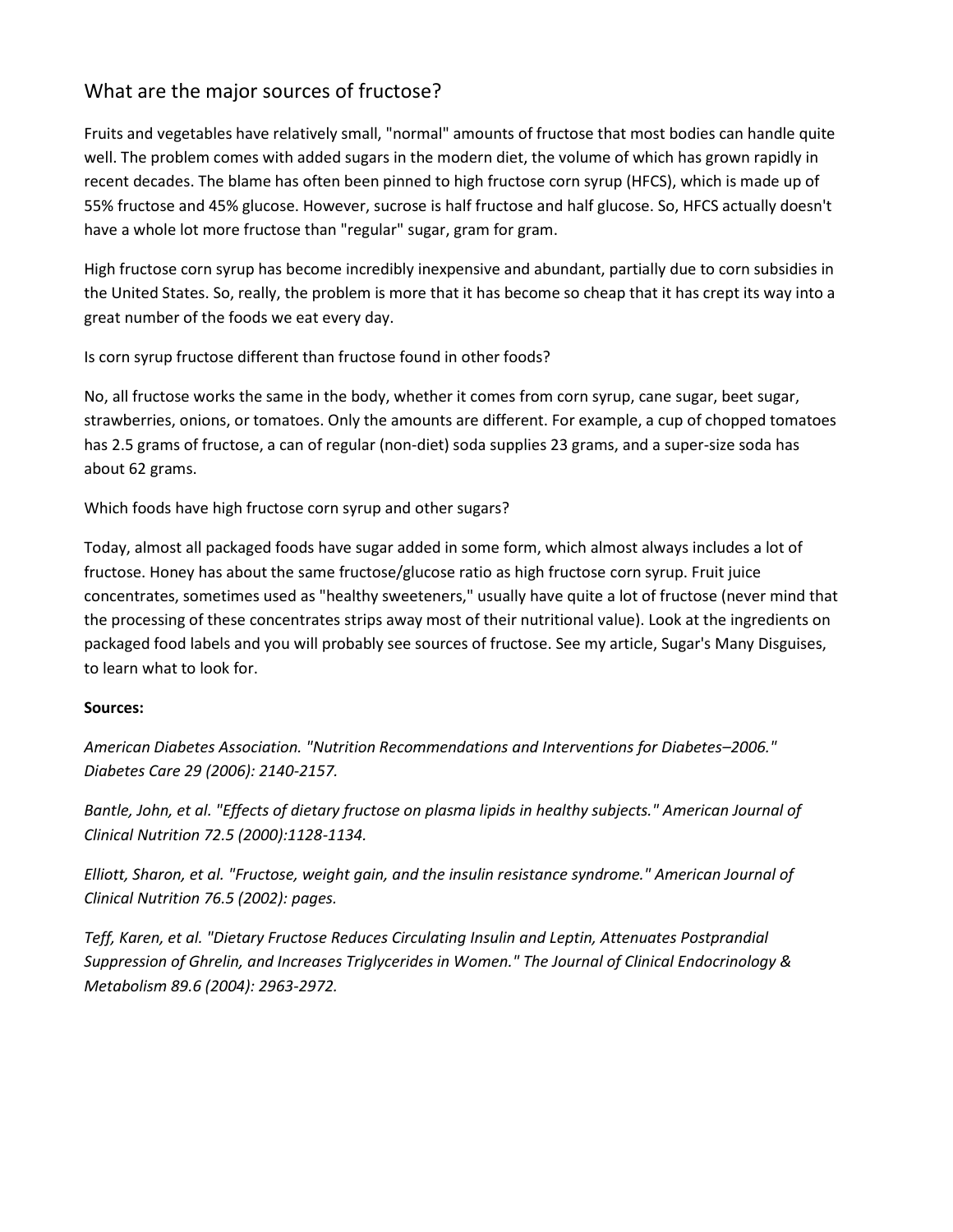## What are the major sources of fructose?

Fruits and vegetables have relatively small, "normal" amounts of fructose that most bodies can handle quite well. The problem comes with added sugars in the modern diet, the volume of which has grown rapidly in recent decades. The blame has often been pinned to high fructose corn syrup (HFCS), which is made up of 55% fructose and 45% glucose. However, sucrose is half fructose and half glucose. So, HFCS actually doesn't have a whole lot more fructose than "regular" sugar, gram for gram.

High fructose corn syrup has become incredibly inexpensive and abundant, partially due to corn subsidies in the United States. So, really, the problem is more that it has become so cheap that it has crept its way into a great number of the foods we eat every day.

Is corn syrup fructose different than fructose found in other foods?

No, all fructose works the same in the body, whether it comes from corn syrup, cane sugar, beet sugar, strawberries, onions, or tomatoes. Only the amounts are different. For example, a cup of chopped tomatoes has 2.5 grams of fructose, a can of regular (non-diet) soda supplies 23 grams, and a super-size soda has about 62 grams.

Which foods have high fructose corn syrup and other sugars?

Today, almost all packaged foods have sugar added in some form, which almost always includes a lot of fructose. Honey has about the same fructose/glucose ratio as high fructose corn syrup. Fruit juice concentrates, sometimes used as "healthy sweeteners," usually have quite a lot of fructose (never mind that the processing of these concentrates strips away most of their nutritional value). Look at the ingredients on packaged food labels and you will probably see sources of fructose. See my article, Sugar's Many Disguises, to learn what to look for.

**Sources:**

*American Diabetes Association. "Nutrition Recommendations and Interventions for Diabetes–2006." Diabetes Care 29 (2006): 2140-2157.*

*Bantle, John, et al. "Effects of dietary fructose on plasma lipids in healthy subjects." American Journal of Clinical Nutrition 72.5 (2000):1128-1134.*

*Elliott, Sharon, et al. "Fructose, weight gain, and the insulin resistance syndrome." American Journal of Clinical Nutrition 76.5 (2002): pages.*

*Teff, Karen, et al. "Dietary Fructose Reduces Circulating Insulin and Leptin, Attenuates Postprandial Suppression of Ghrelin, and Increases Triglycerides in Women." The Journal of Clinical Endocrinology & Metabolism 89.6 (2004): 2963-2972.*